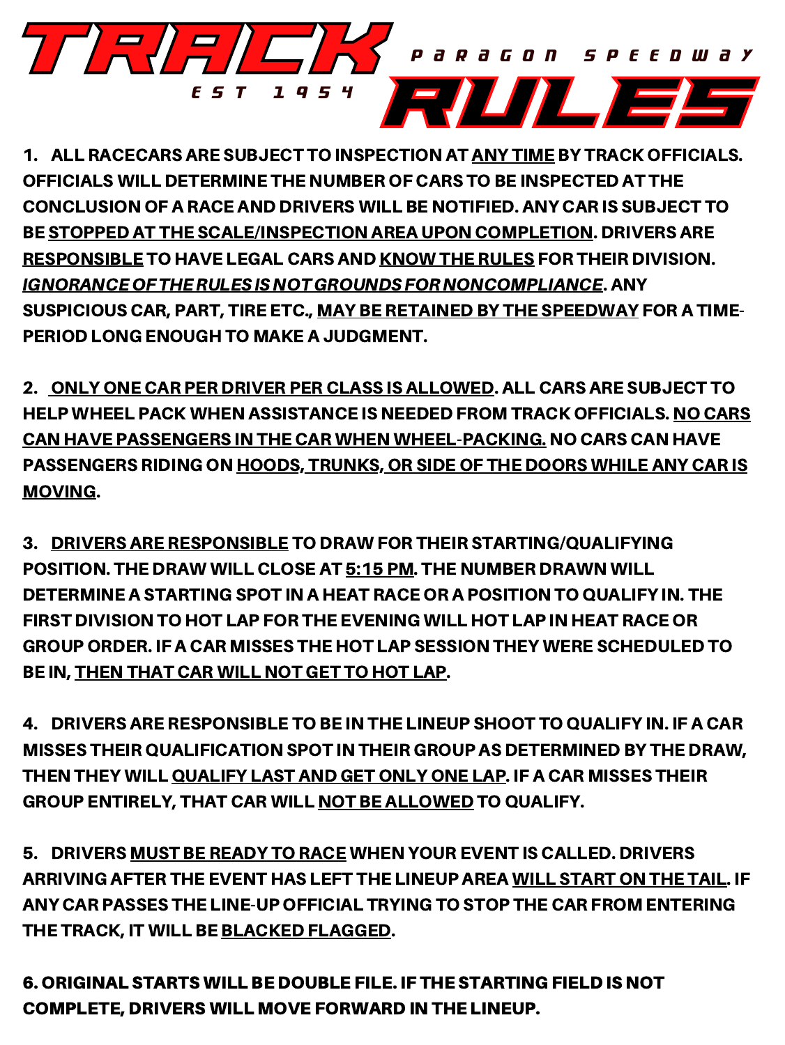# TRACK RULES

PARAGON SPEEDWAY

EST 1954

**1. ALL RACECARS ARE SUBJECT TO INSPECTION AT <u>ANY TIME</u> BY TRACK OFFICIALS. OFFICIALS WILL DETERMINE THE NUMBER OF CARS TO BE INSPECTED AT THE CONCLUSION OF A RACE AND DRIVERS WILL BE NOTIFIED. ANY CAR IS SUBJECT TO BE <u>STOPPED AT THE SCALE/INSPECTION AREA UPON COMPLETION</u>. DRIVERS ARE <u>RESPONSIBLE</u> TO HAVE LEGAL CARS AND <u>KNOW THE RULES</u> FOR THEIR DIVISION. *<u>IGNORANCE OF THE RULES IS NOT GROUNDS FOR NONCOMPLIANCE</u>*. ANY SUSPICIOUS CAR, PART, TIRE ETC., <u>MAY BE RETAINED BY THE SPEEDWAY</u> FOR A TIME-PERIOD LONG ENOUGH TO MAKE A JUDGMENT.**

**2. <u>ONLY ONE CAR PER DRIVER PER CLASS IS ALLOWED</u>. ALL CARS ARE SUBJECT TO HELP WHEEL PACK WHEN ASSISTANCE IS NEEDED FROM TRACK OFFICIALS. <u>NO CARS CAN HAVE PASSENGERS IN THE CAR WHEN WHEEL-PACKING.</u> NO CARS CAN HAVE PASSENGERS RIDING ON <u>HOODS, TRUNKS, OR SIDE OF THE DOORS WHILE ANY CAR IS MOVING</u>.**

**3. <u>DRIVERS ARE RESPONSIBLE</u> TO DRAW FOR THEIR STARTING/QUALIFYING POSITION. THE DRAW WILL CLOSE AT <u>5:15 PM</u>. THE NUMBER DRAWN WILL DETERMINE A STARTING SPOT IN A HEAT RACE OR A POSITION TO QUALIFY IN. THE FIRST DIVISION TO HOT LAP FOR THE EVENING WILL HOT LAP IN HEAT RACE OR GROUP ORDER. IF A CAR MISSES THE HOT LAP SESSION THEY WERE SCHEDULED TO BE IN, <u>THEN THAT CAR WILL NOT GET TO HOT LAP</u>.**

**4. DRIVERS ARE RESPONSIBLE TO BE IN THE LINEUP SHOOT TO QUALIFY IN. IF A CAR MISSES THEIR QUALIFICATION SPOT IN THEIR GROUP AS DETERMINED BY THE DRAW, THEN THEY WILL <u>QUALIFY LAST AND GET ONLY ONE LAP</u>. IF A CAR MISSES THEIR GROUP ENTIRELY, THAT CAR WILL <u>NOT BE ALLOWED</u> TO QUALIFY.**

**5. DRIVERS <u>MUST BE READY TO RACE</u> WHEN YOUR EVENT IS CALLED. DRIVERS ARRIVING AFTER THE EVENT HAS LEFT THE LINEUP AREA <u>WILL START ON THE TAIL</u>. IF ANY CAR PASSES THE LINE-UP OFFICIAL TRYING TO STOP THE CAR FROM ENTERING THE TRACK, IT WILL BE <u>BLACKED FLAGGED</u>.**

**6. ORIGINAL STARTS WILL BE DOUBLE FILE. IF THE STARTING FIELD IS NOT COMPLETE, DRIVERS WILL MOVE FORWARD IN THE LINEUP.**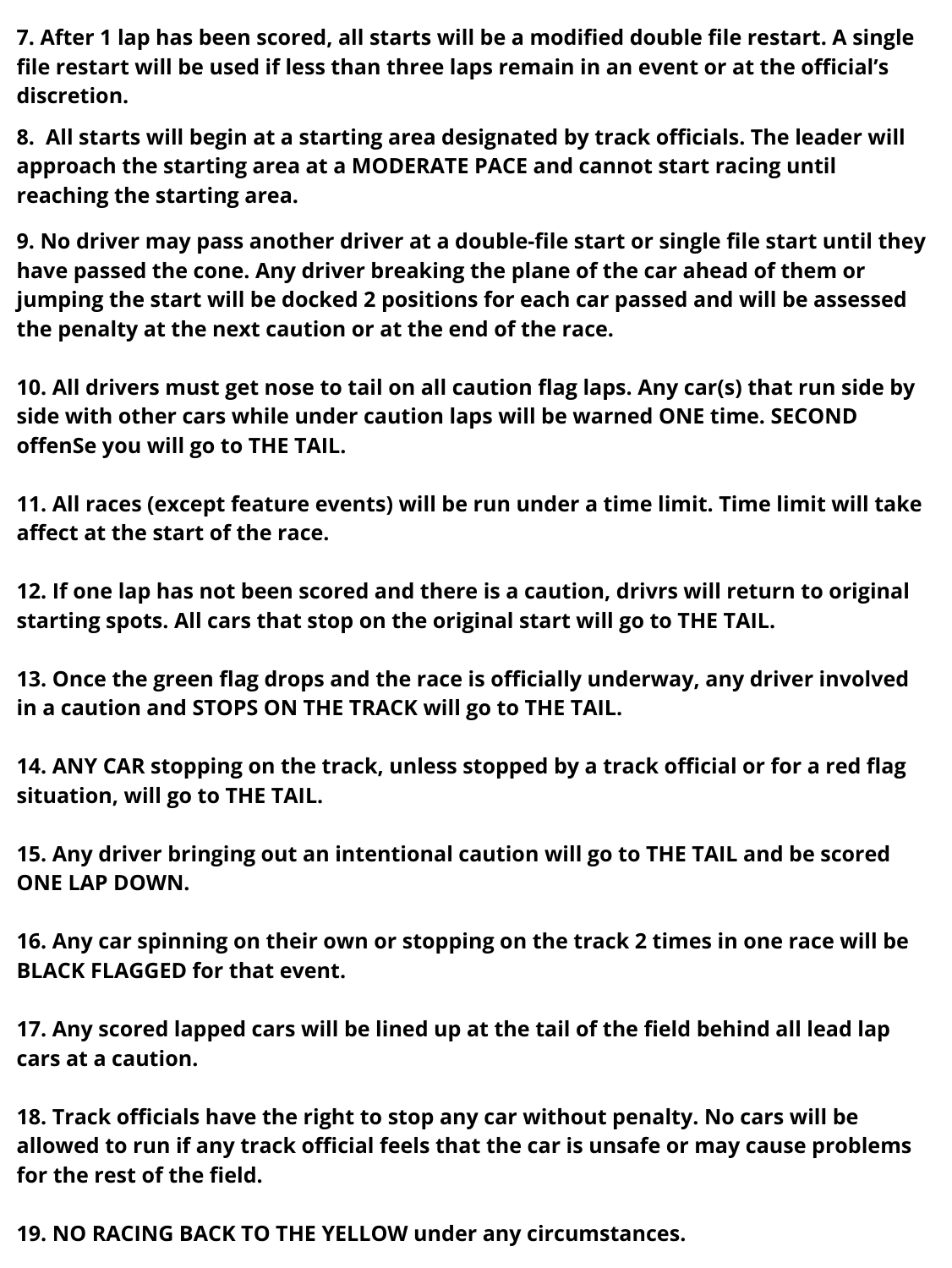**7. After 1 lap has been scored, all starts will be a modified double file restart. A single file restart will be used if less than three laps remain in an event or at the official's discretion.**

**8. All starts will begin at a starting area designated by track officials. The leader will approach the starting area at a MODERATE PACE and cannot start racing until reaching the starting area.**

**9. No driver may pass another driver at a double-file start or single file start until they have passed the cone. Any driver breaking the plane of the car ahead of them or jumping the start will be docked 2 positions for each car passed and will be assessed the penalty at the next caution or at the end of the race.**

**10. All drivers must get nose to tail on all caution flag laps. Any car(s) that run side by side with other cars while under caution laps will be warned ONE time. SECOND offenSe you will go to THE TAIL.**

**11. All races (except feature events) will be run under a time limit. Time limit will take affect at the start of the race.**

**12. If one lap has not been scored and there is a caution, drivrs will return to original starting spots. All cars that stop on the original start will go to THE TAIL.**

**13. Once the green flag drops and the race is officially underway, any driver involved in a caution and STOPS ON THE TRACK will go to THE TAIL.**

**14. ANY CAR stopping on the track, unless stopped by a track official or for a red flag situation, will go to THE TAIL.**

**15. Any driver bringing out an intentional caution will go to THE TAIL and be scored ONE LAP DOWN.**

**16. Any car spinning on their own or stopping on the track 2 times in one race will be BLACK FLAGGED for that event.**

**17. Any scored lapped cars will be lined up at the tail of the field behind all lead lap cars at a caution.**

**18. Track officials have the right to stop any car without penalty. No cars will be allowed to run if any track official feels that the car is unsafe or may cause problems for the rest of the field.**

**19. NO RACING BACK TO THE YELLOW under any circumstances.**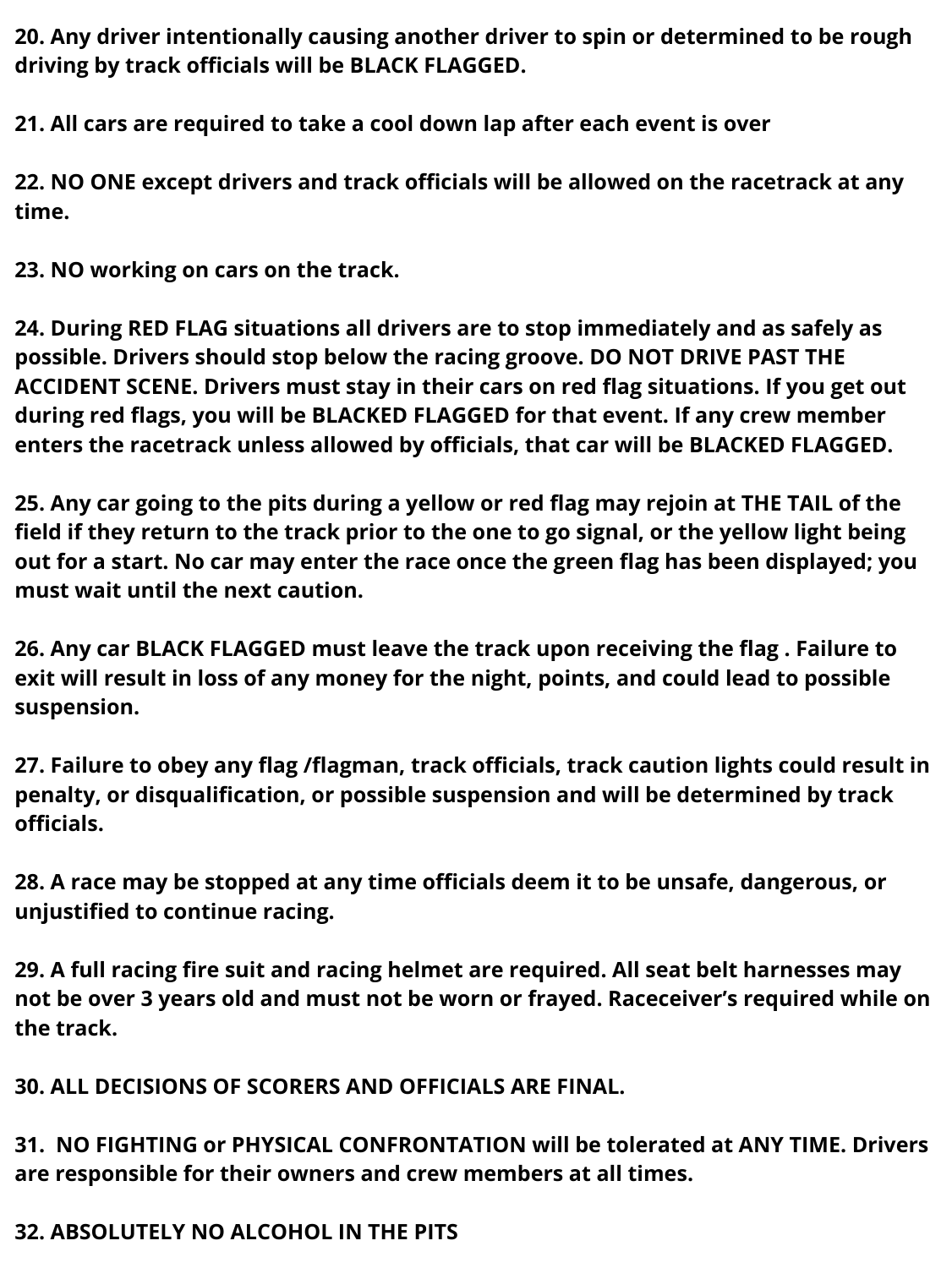**20. Any driver intentionally causing another driver to spin or determined to be rough driving by track officials will be BLACK FLAGGED.**

**21. All cars are required to take a cool down lap after each event is over**

**22. NO ONE except drivers and track officials will be allowed on the racetrack at any time.**

**23. NO working on cars on the track.**

**24. During RED FLAG situations all drivers are to stop immediately and as safely as possible. Drivers should stop below the racing groove. DO NOT DRIVE PAST THE ACCIDENT SCENE. Drivers must stay in their cars on red flag situations. If you get out during red flags, you will be BLACKED FLAGGED for that event. If any crew member enters the racetrack unless allowed by officials, that car will be BLACKED FLAGGED.**

**25. Any car going to the pits during a yellow or red flag may rejoin at THE TAIL of the field if they return to the track prior to the one to go signal, or the yellow light being out for a start. No car may enter the race once the green flag has been displayed; you must wait until the next caution.**

**26. Any car BLACK FLAGGED must leave the track upon receiving the flag . Failure to exit will result in loss of any money for the night, points, and could lead to possible suspension.**

**27. Failure to obey any flag /flagman, track officials, track caution lights could result in penalty, or disqualification, or possible suspension and will be determined by track officials.**

**28. A race may be stopped at any time officials deem it to be unsafe, dangerous, or unjustified to continue racing.**

**29. A full racing fire suit and racing helmet are required. All seat belt harnesses may not be over 3 years old and must not be worn or frayed. Raceceiver's required while on the track.**

**30. ALL DECISIONS OF SCORERS AND OFFICIALS ARE FINAL.**

**31. NO FIGHTING or PHYSICAL CONFRONTATION will be tolerated at ANY TIME. Drivers are responsible for their owners and crew members at all times.**

**32. ABSOLUTELY NO ALCOHOL IN THE PITS**